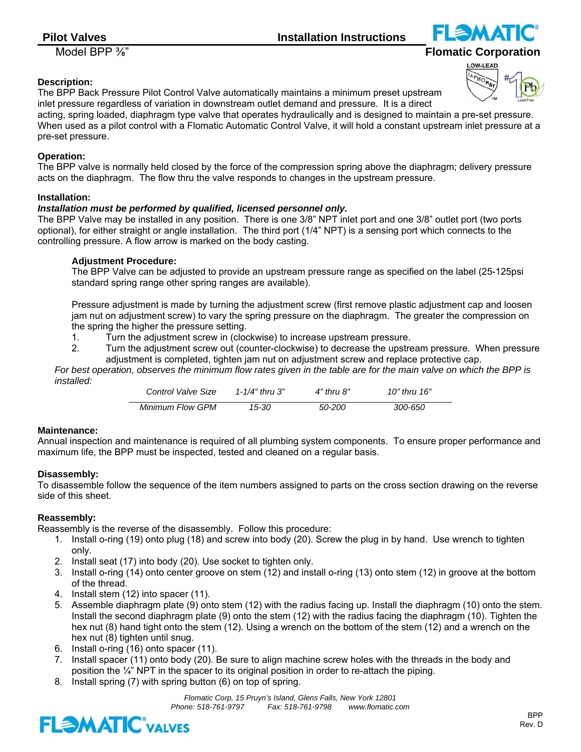## Pilot Valves

Model BPP ⅜"

**Installation Instructions**

**Flomatic Corporation**

### Description:

The BPP Back Pressure Pilot Control Valve automatically maintains a minimum preset upstream inlet pressure regardless of variation in downstream outlet demand and pressure. It is a direct acting, spring loaded, diaphragm type valve that operates hydraulically and is designed to maintain a pre-set pressure. When used as a pilot control with a Flomatic Automatic Control Valve, it will hold a constant upstream inlet pressure at a pre-set pressure.

### Operation:

The BPP valve is normally held closed by the force of the compression spring above the diaphragm; delivery pressure acts on the diaphragm. The flow thru the valve responds to changes in the upstream pressure.

### Installation:

***Installation must be performed by qualified, licensed personnel only.***

The BPP Valve may be installed in any position. There is one 3/8" NPT inlet port and one 3/8" outlet port (two ports optional), for either straight or angle installation. The third port (1/4" NPT) is a sensing port which connects to the controlling pressure. A flow arrow is marked on the body casting.

#### Adjustment Procedure:

The BPP Valve can be adjusted to provide an upstream pressure range as specified on the label (25-125psi standard spring range other spring ranges are available).

Pressure adjustment is made by turning the adjustment screw (first remove plastic adjustment cap and loosen jam nut on adjustment screw) to vary the spring pressure on the diaphragm. The greater the compression on the spring the higher the pressure setting.

1. Turn the adjustment screw in (clockwise) to increase upstream pressure.
2. Turn the adjustment screw out (counter-clockwise) to decrease the upstream pressure. When pressure adjustment is completed, tighten jam nut on adjustment screw and replace protective cap.

*For best operation, observes the minimum flow rates given in the table are for the main valve on which the BPP is installed:*

| *Control Valve Size* | *1-1/4" thru 3"* | *4" thru 8"* | *10" thru 16"* |
|---|---|---|---|
| *Minimum Flow GPM* | *15-30* | *50-200* | *300-650* |

### Maintenance:

Annual inspection and maintenance is required of all plumbing system components. To ensure proper performance and maximum life, the BPP must be inspected, tested and cleaned on a regular basis.

### Disassembly:

To disassemble follow the sequence of the item numbers assigned to parts on the cross section drawing on the reverse side of this sheet.

### Reassembly:

Reassembly is the reverse of the disassembly. Follow this procedure:

1. Install o-ring (19) onto plug (18) and screw into body (20). Screw the plug in by hand. Use wrench to tighten only.
2. Install seat (17) into body (20). Use socket to tighten only.
3. Install o-ring (14) onto center groove on stem (12) and install o-ring (13) onto stem (12) in groove at the bottom of the thread.
4. Install stem (12) into spacer (11).
5. Assemble diaphragm plate (9) onto stem (12) with the radius facing up. Install the diaphragm (10) onto the stem. Install the second diaphragm plate (9) onto the stem (12) with the radius facing the diaphragm (10). Tighten the hex nut (8) hand tight onto the stem (12). Using a wrench on the bottom of the stem (12) and a wrench on the hex nut (8) tighten until snug.
6. Install o-ring (16) onto spacer (11).
7. Install spacer (11) onto body (20). Be sure to align machine screw holes with the threads in the body and position the ¼" NPT in the spacer to its original position in order to re-attach the piping.
8. Install spring (7) with spring button (6) on top of spring.

*Flomatic Corp, 15 Pruyn's Island, Glens Falls, New York 12801*
*Phone: 518-761-9797 Fax: 518-761-9798 www.flomatic.com*

BPP
Rev. D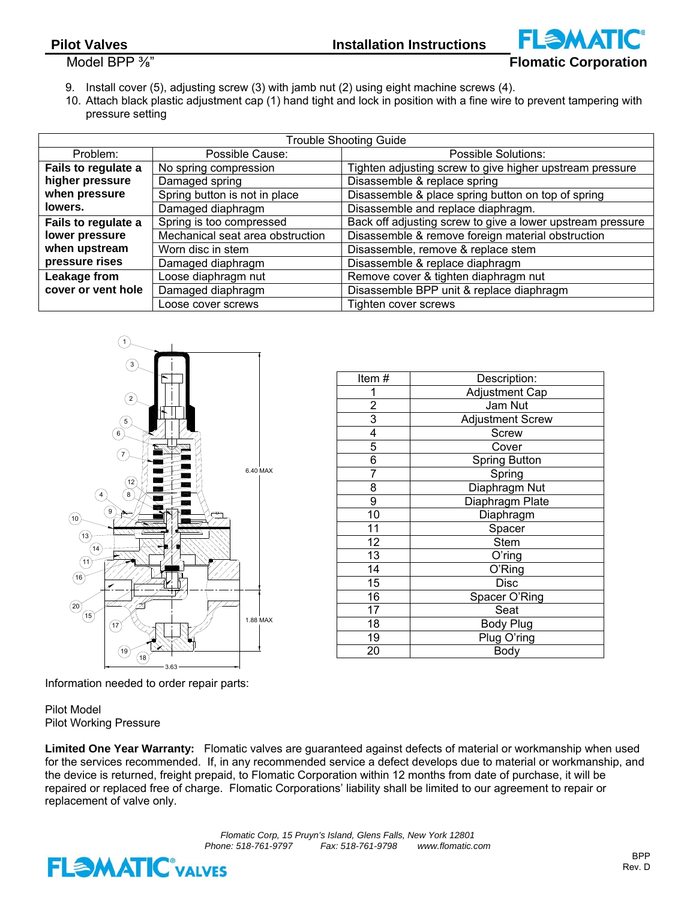9. Install cover (5), adjusting screw (3) with jamb nut (2) using eight machine screws (4).
10. Attach black plastic adjustment cap (1) hand tight and lock in position with a fine wire to prevent tampering with pressure setting

| Trouble Shooting Guide | | |
|---|---|---|
| Problem: | Possible Cause: | Possible Solutions: |
| **Fails to regulate a higher pressure when pressure lowers.** | No spring compression | Tighten adjusting screw to give higher upstream pressure |
| | Damaged spring | Disassemble & replace spring |
| | Spring button is not in place | Disassemble & place spring button on top of spring |
| | Damaged diaphragm | Disassemble and replace diaphragm. |
| **Fails to regulate a lower pressure when upstream pressure rises** | Spring is too compressed | Back off adjusting screw to give a lower upstream pressure |
| | Mechanical seat area obstruction | Disassemble & remove foreign material obstruction |
| | Worn disc in stem | Disassemble, remove & replace stem |
| | Damaged diaphragm | Disassemble & replace diaphragm |
| **Leakage from cover or vent hole** | Loose diaphragm nut | Remove cover & tighten diaphragm nut |
| | Damaged diaphragm | Disassemble BPP unit & replace diaphragm |
| | Loose cover screws | Tighten cover screws |

6.40 MAX
1.88 MAX
3.63

| Item # | Description: |
|---|---|
| 1 | Adjustment Cap |
| 2 | Jam Nut |
| 3 | Adjustment Screw |
| 4 | Screw |
| 5 | Cover |
| 6 | Spring Button |
| 7 | Spring |
| 8 | Diaphragm Nut |
| 9 | Diaphragm Plate |
| 10 | Diaphragm |
| 11 | Spacer |
| 12 | Stem |
| 13 | O'ring |
| 14 | O'Ring |
| 15 | Disc |
| 16 | Spacer O'Ring |
| 17 | Seat |
| 18 | Body Plug |
| 19 | Plug O'ring |
| 20 | Body |

Information needed to order repair parts:

Pilot Model
Pilot Working Pressure

**Limited One Year Warranty:** Flomatic valves are guaranteed against defects of material or workmanship when used for the services recommended. If, in any recommended service a defect develops due to material or workmanship, and the device is returned, freight prepaid, to Flomatic Corporation within 12 months from date of purchase, it will be repaired or replaced free of charge. Flomatic Corporations' liability shall be limited to our agreement to repair or replacement of valve only.

*Flomatic Corp, 15 Pruyn's Island, Glens Falls, New York 12801*
*Phone: 518-761-9797 Fax: 518-761-9798 www.flomatic.com*

FLOMATIC® VALVES

BPP
Rev. D